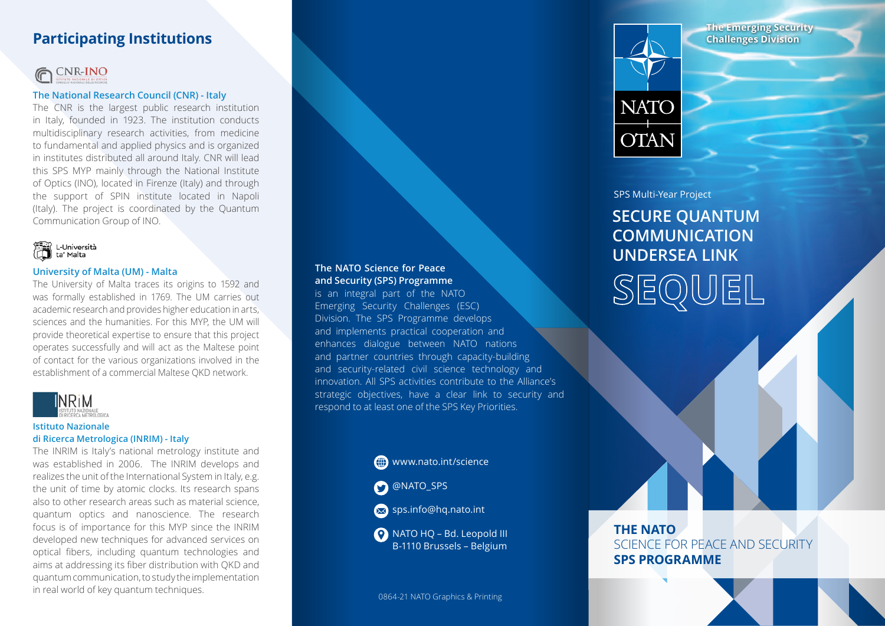## Participating Institutions

CNR-INO

### The National Research Council (CNR) - Italy

The CNR is the largest public research institution in Italy, founded in 1923. The institution conducts multidisciplinary research activities, from medicine to fundamental and applied physics and is organized in institutes distributed all around Italy. CNR will lead this SPS MYP mainly through the National Institute of Optics (INO), located in Firenze (Italy) and through the support of SPIN institute located in Napoli (Italy). The project is coordinated by the Quantum Communication Group of INO.

L-Università ta' Malta

### University of Malta (UM) - Malta

The University of Malta traces its origins to 1592 and was formally established in 1769. The UM carries out academic research and provides higher education in arts, sciences and the humanities. For this MYP, the UM will provide theoretical expertise to ensure that this project operates successfully and will act as the Maltese point of contact for the various organizations involved in the establishment of a commercial Maltese QKD network.

INRiM ISTITUTO NAZIONALE DI RICERCA METROLOGICA

### Istituto Nazionale di Ricerca Metrologica (INRIM) - Italy

The INRIM is Italy's national metrology institute and was established in 2006. The INRIM develops and realizes the unit of the International System in Italy, e.g. the unit of time by atomic clocks. Its research spans also to other research areas such as material science, quantum optics and nanoscience. The research focus is of importance for this MYP since the INRIM developed new techniques for advanced services on optical fibers, including quantum technologies and aims at addressing its fiber distribution with QKD and quantum communication, to study the implementation in real world of key quantum techniques.

**The NATO Science for Peace and Security (SPS) Programme** is an integral part of the NATO Emerging Security Challenges (ESC) Division. The SPS Programme develops and implements practical cooperation and enhances dialogue between NATO nations and partner countries through capacity-building and security-related civil science technology and innovation. All SPS activities contribute to the Alliance's strategic objectives, have a clear link to security and respond to at least one of the SPS Key Priorities.

- www.nato.int/science
- @NATO_SPS
- sps.info@hq.nato.int
- NATO HQ – Bd. Leopold III B-1110 Brussels – Belgium

0864-21 NATO Graphics & Printing

NATO OTAN

**The Emerging Security Challenges Division**

SPS Multi-Year Project

# SECURE QUANTUM COMMUNICATION UNDERSEA LINK

# SEQUEL

**THE NATO**
SCIENCE FOR PEACE AND SECURITY
**SPS PROGRAMME**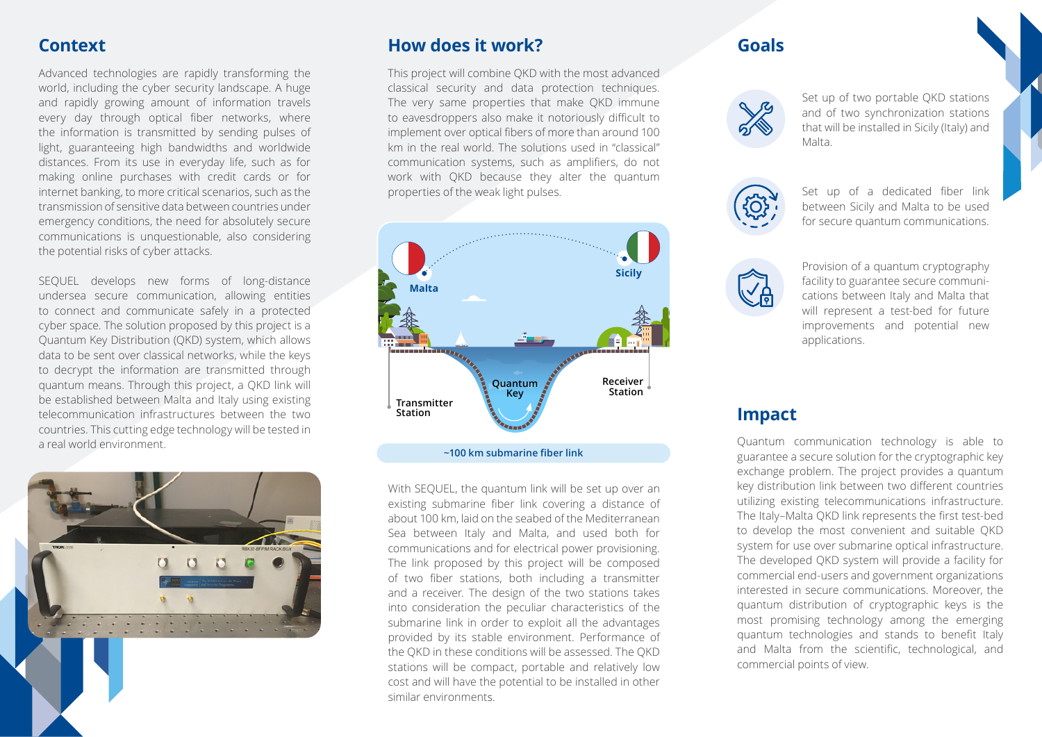## Context

Advanced technologies are rapidly transforming the world, including the cyber security landscape. A huge and rapidly growing amount of information travels every day through optical fiber networks, where the information is transmitted by sending pulses of light, guaranteeing high bandwidths and worldwide distances. From its use in everyday life, such as for making online purchases with credit cards or for internet banking, to more critical scenarios, such as the transmission of sensitive data between countries under emergency conditions, the need for absolutely secure communications is unquestionable, also considering the potential risks of cyber attacks.

SEQUEL develops new forms of long-distance undersea secure communication, allowing entities to connect and communicate safely in a protected cyber space. The solution proposed by this project is a Quantum Key Distribution (QKD) system, which allows data to be sent over classical networks, while the keys to decrypt the information are transmitted through quantum means. Through this project, a QKD link will be established between Malta and Italy using existing telecommunication infrastructures between the two countries. This cutting edge technology will be tested in a real world environment.

## How does it work?

This project will combine QKD with the most advanced classical security and data protection techniques. The very same properties that make QKD immune to eavesdroppers also make it notoriously difficult to implement over optical fibers of more than around 100 km in the real world. The solutions used in "classical" communication systems, such as amplifiers, do not work with QKD because they alter the quantum properties of the weak light pulses.

Malta

Sicily

Quantum Key

Transmitter Station

Receiver Station

~100 km submarine fiber link

With SEQUEL, the quantum link will be set up over an existing submarine fiber link covering a distance of about 100 km, laid on the seabed of the Mediterranean Sea between Italy and Malta, and used both for communications and for electrical power provisioning. The link proposed by this project will be composed of two fiber stations, both including a transmitter and a receiver. The design of the two stations takes into consideration the peculiar characteristics of the submarine link in order to exploit all the advantages provided by its stable environment. Performance of the QKD in these conditions will be assessed. The QKD stations will be compact, portable and relatively low cost and will have the potential to be installed in other similar environments.

## Goals

- Set up of two portable QKD stations and of two synchronization stations that will be installed in Sicily (Italy) and Malta.
- Set up of a dedicated fiber link between Sicily and Malta to be used for secure quantum communications.
- Provision of a quantum cryptography facility to guarantee secure communications between Italy and Malta that will represent a test-bed for future improvements and potential new applications.

## Impact

Quantum communication technology is able to guarantee a secure solution for the cryptographic key exchange problem. The project provides a quantum key distribution link between two different countries utilizing existing telecommunications infrastructure. The Italy–Malta QKD link represents the first test-bed to develop the most convenient and suitable QKD system for use over submarine optical infrastructure. The developed QKD system will provide a facility for commercial end-users and government organizations interested in secure communications. Moreover, the quantum distribution of cryptographic keys is the most promising technology among the emerging quantum technologies and stands to benefit Italy and Malta from the scientific, technological, and commercial points of view.